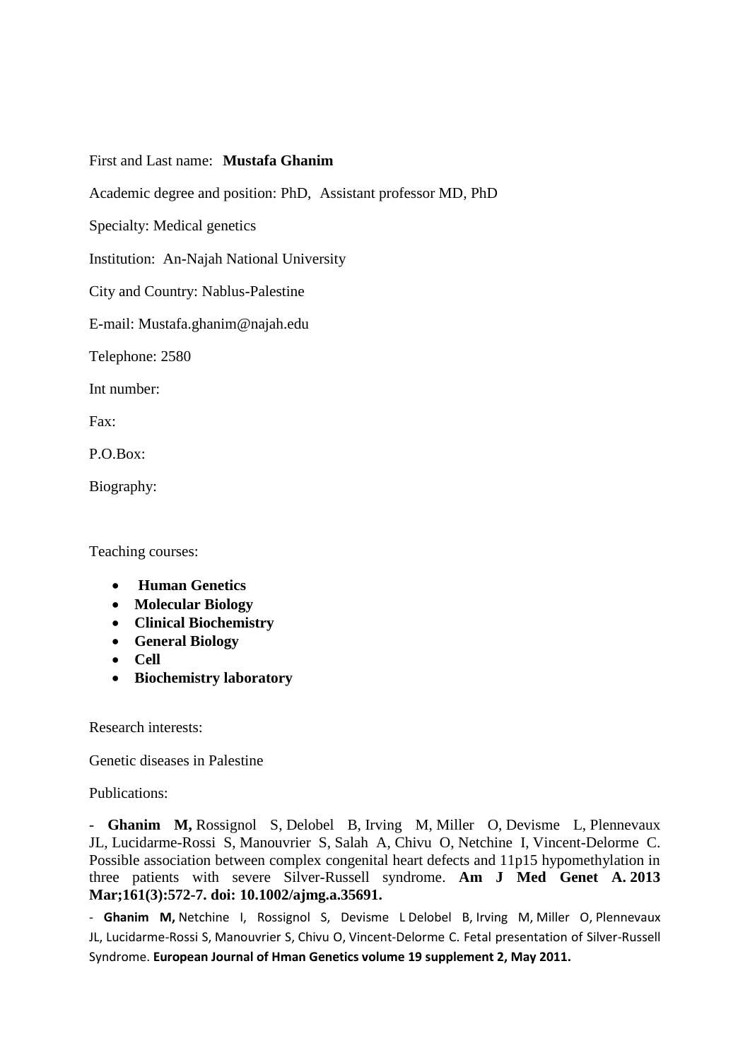First and Last name: **Mustafa Ghanim**

Academic degree and position: PhD, Assistant professor MD, PhD

Specialty: Medical genetics

Institution: An-Najah National University

City and Country: Nablus-Palestine

E-mail: Mustafa.ghanim@najah.edu

Telephone: 2580

Int number:

Fax:

P.O.Box:

Biography:

Teaching courses:

- **Human Genetics**
- **Molecular Biology**
- **Clinical Biochemistry**
- **General Biology**
- **Cell**
- **Biochemistry laboratory**

Research interests:

Genetic diseases in Palestine

Publications:

- **Ghanim M,** Rossignol S, Delobel B, Irving M, Miller O, Devisme L, Plennevaux JL, Lucidarme-Rossi S, Manouvrier S, Salah A, Chivu O, Netchine I, Vincent-Delorme C. Possible association between complex congenital heart defects and 11p15 hypomethylation in three patients with severe Silver-Russell syndrome. **Am J Med Genet A. 2013 Mar;161(3):572-7. doi: 10.1002/ajmg.a.35691.**

- **Ghanim M,** Netchine I, Rossignol S, Devisme L Delobel B, Irving M, Miller O, Plennevaux JL, Lucidarme-Rossi S, Manouvrier S, Chivu O, Vincent-Delorme C. Fetal presentation of Silver-Russell Syndrome. **European Journal of Hman Genetics volume 19 supplement 2, May 2011.**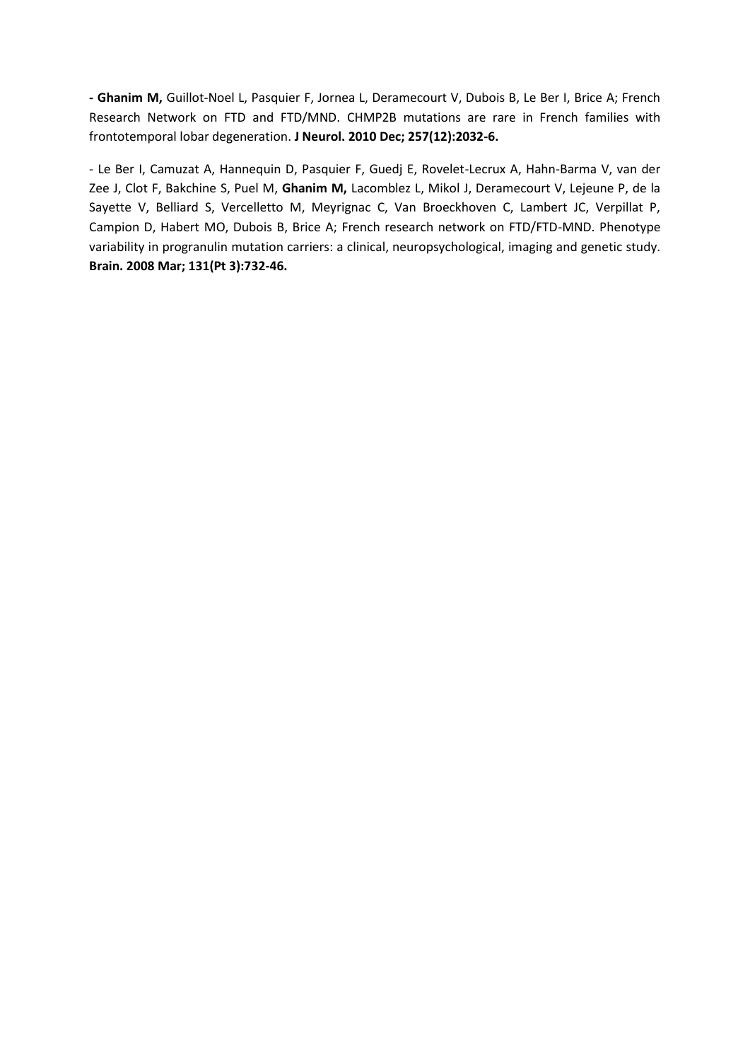**- Ghanim M,** Guillot-Noel L, Pasquier F, Jornea L, Deramecourt V, Dubois B, Le Ber I, Brice A; French Research Network on FTD and FTD/MND. CHMP2B mutations are rare in French families with frontotemporal lobar degeneration. **J Neurol. 2010 Dec; 257(12):2032-6.**

- Le Ber I, Camuzat A, Hannequin D, Pasquier F, Guedj E, Rovelet-Lecrux A, Hahn-Barma V, van der Zee J, Clot F, Bakchine S, Puel M, **Ghanim M,** Lacomblez L, Mikol J, Deramecourt V, Lejeune P, de la Sayette V, Belliard S, Vercelletto M, Meyrignac C, Van Broeckhoven C, Lambert JC, Verpillat P, Campion D, Habert MO, Dubois B, Brice A; French research network on FTD/FTD-MND. Phenotype variability in progranulin mutation carriers: a clinical, neuropsychological, imaging and genetic study. **Brain. 2008 Mar; 131(Pt 3):732-46.**